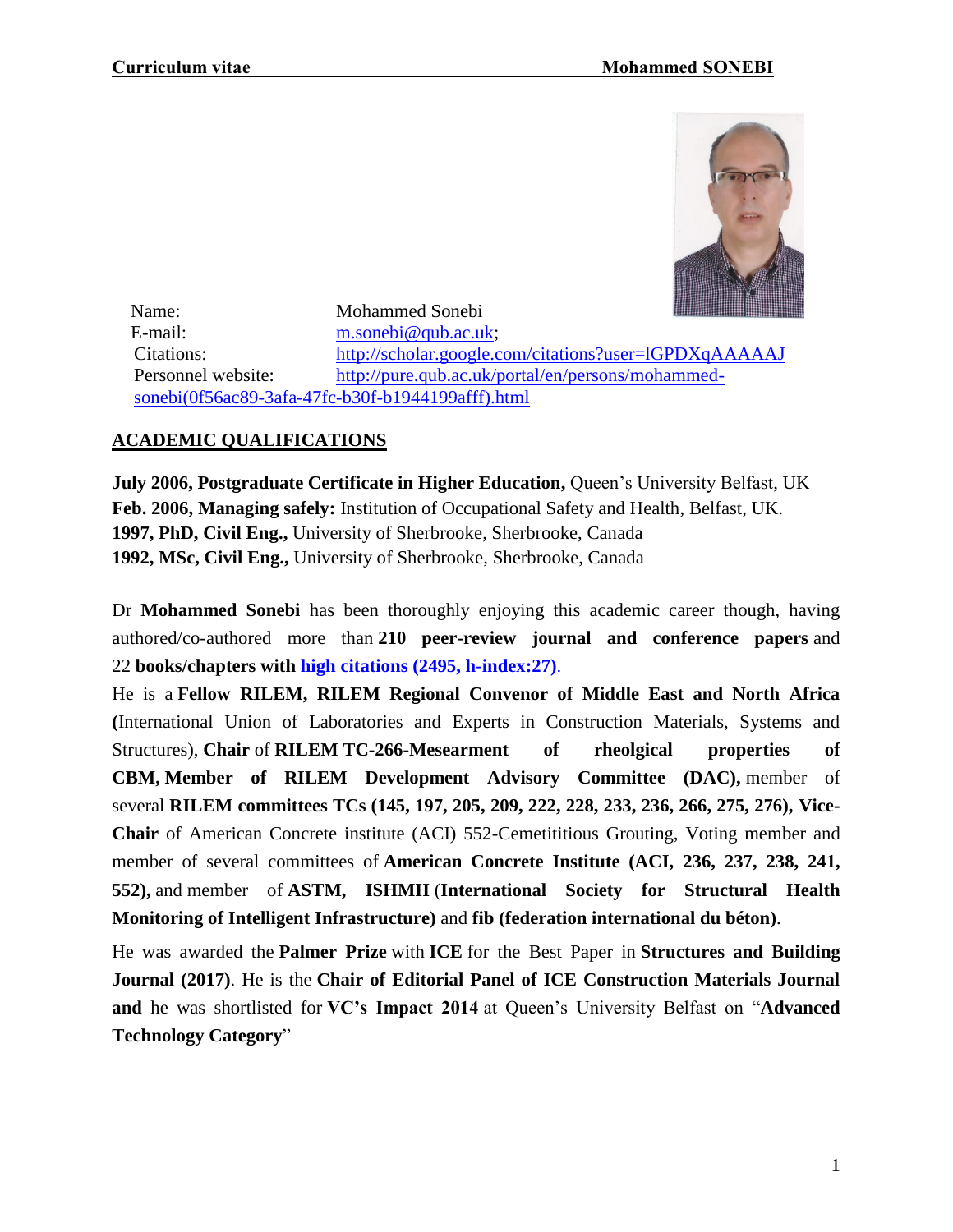**Curriculum vitae** **Mohammed SONEBI**

Name: Mohammed Sonebi
E-mail: m.sonebi@qub.ac.uk;
Citations: http://scholar.google.com/citations?user=lGPDXqAAAAAJ
Personnel website: http://pure.qub.ac.uk/portal/en/persons/mohammed-sonebi(0f56ac89-3afa-47fc-b30f-b1944199afff).html

## ACADEMIC QUALIFICATIONS

**July 2006, Postgraduate Certificate in Higher Education,** Queen's University Belfast, UK
**Feb. 2006, Managing safely:** Institution of Occupational Safety and Health, Belfast, UK.
**1997, PhD, Civil Eng.,** University of Sherbrooke, Sherbrooke, Canada
**1992, MSc, Civil Eng.,** University of Sherbrooke, Sherbrooke, Canada

Dr **Mohammed Sonebi** has been thoroughly enjoying this academic career though, having authored/co-authored more than **210 peer-review journal and conference papers** and 22 **books/chapters with high citations (2495, h-index:27)**.

He is a **Fellow RILEM, RILEM Regional Convenor of Middle East and North Africa (**International Union of Laboratories and Experts in Construction Materials, Systems and Structures), **Chair** of **RILEM TC-266-Mesearment of rheolgical properties of CBM, Member of RILEM Development Advisory Committee (DAC),** member of several **RILEM committees TCs (145, 197, 205, 209, 222, 228, 233, 236, 266, 275, 276), Vice-Chair** of American Concrete institute (ACI) 552-Cemetititious Grouting, Voting member and member of several committees of **American Concrete Institute (ACI, 236, 237, 238, 241, 552),** and member of **ASTM, ISHMII** (**International Society for Structural Health Monitoring of Intelligent Infrastructure)** and **fib (federation international du béton)**.

He was awarded the **Palmer Prize** with **ICE** for the Best Paper in **Structures and Building Journal (2017)**. He is the **Chair of Editorial Panel of ICE Construction Materials Journal and** he was shortlisted for **VC's Impact 2014** at Queen's University Belfast on "**Advanced Technology Category**"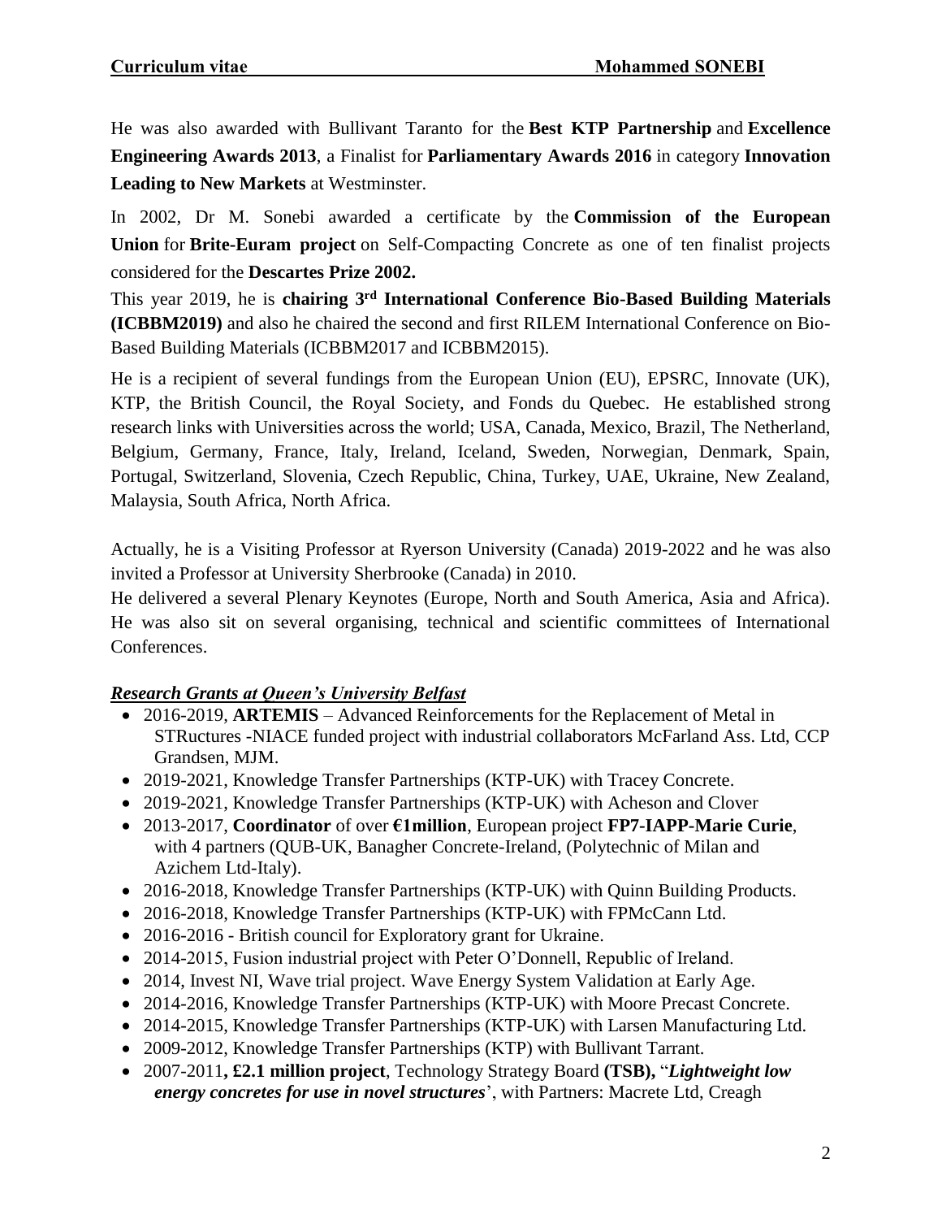He was also awarded with Bullivant Taranto for the **Best KTP Partnership** and **Excellence Engineering Awards 2013**, a Finalist for **Parliamentary Awards 2016** in category **Innovation Leading to New Markets** at Westminster.

In 2002, Dr M. Sonebi awarded a certificate by the **Commission of the European Union** for **Brite-Euram project** on Self-Compacting Concrete as one of ten finalist projects considered for the **Descartes Prize 2002.**

This year 2019, he is **chairing 3rd International Conference Bio-Based Building Materials (ICBBM2019)** and also he chaired the second and first RILEM International Conference on Bio-Based Building Materials (ICBBM2017 and ICBBM2015).

He is a recipient of several fundings from the European Union (EU), EPSRC, Innovate (UK), KTP, the British Council, the Royal Society, and Fonds du Quebec. He established strong research links with Universities across the world; USA, Canada, Mexico, Brazil, The Netherland, Belgium, Germany, France, Italy, Ireland, Iceland, Sweden, Norwegian, Denmark, Spain, Portugal, Switzerland, Slovenia, Czech Republic, China, Turkey, UAE, Ukraine, New Zealand, Malaysia, South Africa, North Africa.

Actually, he is a Visiting Professor at Ryerson University (Canada) 2019-2022 and he was also invited a Professor at University Sherbrooke (Canada) in 2010.

He delivered a several Plenary Keynotes (Europe, North and South America, Asia and Africa). He was also sit on several organising, technical and scientific committees of International Conferences.

***Research Grants at Queen's University Belfast***

- 2016-2019, **ARTEMIS** – Advanced Reinforcements for the Replacement of Metal in STRuctures -NIACE funded project with industrial collaborators McFarland Ass. Ltd, CCP Grandsen, MJM.
- 2019-2021, Knowledge Transfer Partnerships (KTP-UK) with Tracey Concrete.
- 2019-2021, Knowledge Transfer Partnerships (KTP-UK) with Acheson and Clover
- 2013-2017, **Coordinator** of over **€1million**, European project **FP7-IAPP-Marie Curie**, with 4 partners (QUB-UK, Banagher Concrete-Ireland, (Polytechnic of Milan and Azichem Ltd-Italy).
- 2016-2018, Knowledge Transfer Partnerships (KTP-UK) with Quinn Building Products.
- 2016-2018, Knowledge Transfer Partnerships (KTP-UK) with FPMcCann Ltd.
- 2016-2016 - British council for Exploratory grant for Ukraine.
- 2014-2015, Fusion industrial project with Peter O'Donnell, Republic of Ireland.
- 2014, Invest NI, Wave trial project. Wave Energy System Validation at Early Age.
- 2014-2016, Knowledge Transfer Partnerships (KTP-UK) with Moore Precast Concrete.
- 2014-2015, Knowledge Transfer Partnerships (KTP-UK) with Larsen Manufacturing Ltd.
- 2009-2012, Knowledge Transfer Partnerships (KTP) with Bullivant Tarrant.
- 2007-2011**, £2.1 million project**, Technology Strategy Board **(TSB),** "***Lightweight low energy concretes for use in novel structures***', with Partners: Macrete Ltd, Creagh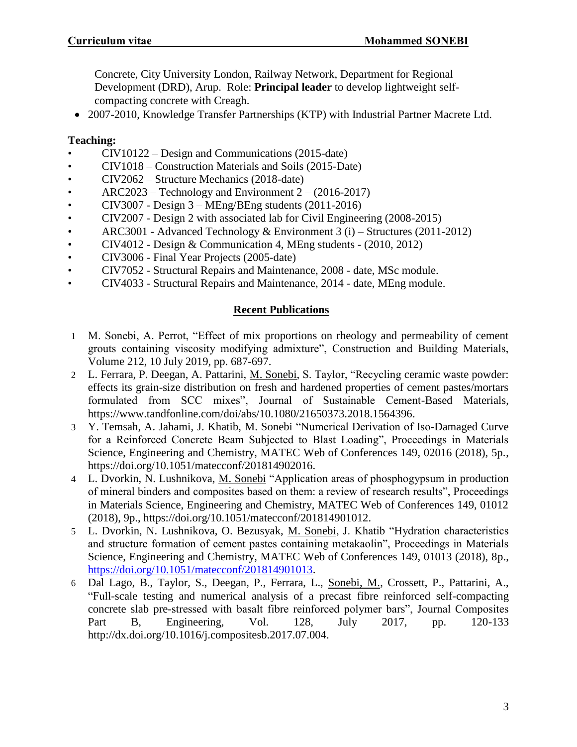Concrete, City University London, Railway Network, Department for Regional Development (DRD), Arup. Role: **Principal leader** to develop lightweight self-compacting concrete with Creagh.

- 2007-2010, Knowledge Transfer Partnerships (KTP) with Industrial Partner Macrete Ltd.

**Teaching:**

- CIV10122 – Design and Communications (2015-date)
- CIV1018 – Construction Materials and Soils (2015-Date)
- CIV2062 – Structure Mechanics (2018-date)
- ARC2023 – Technology and Environment 2 – (2016-2017)
- CIV3007 - Design 3 – MEng/BEng students (2011-2016)
- CIV2007 - Design 2 with associated lab for Civil Engineering (2008-2015)
- ARC3001 - Advanced Technology & Environment 3 (i) – Structures (2011-2012)
- CIV4012 - Design & Communication 4, MEng students - (2010, 2012)
- CIV3006 - Final Year Projects (2005-date)
- CIV7052 - Structural Repairs and Maintenance, 2008 - date, MSc module.
- CIV4033 - Structural Repairs and Maintenance, 2014 - date, MEng module.

## Recent Publications

1. M. Sonebi, A. Perrot, "Effect of mix proportions on rheology and permeability of cement grouts containing viscosity modifying admixture", Construction and Building Materials, Volume 212, 10 July 2019, pp. 687-697.
2. L. Ferrara, P. Deegan, A. Pattarini, M. Sonebi, S. Taylor, "Recycling ceramic waste powder: effects its grain-size distribution on fresh and hardened properties of cement pastes/mortars formulated from SCC mixes", Journal of Sustainable Cement-Based Materials, https://www.tandfonline.com/doi/abs/10.1080/21650373.2018.1564396.
3. Y. Temsah, A. Jahami, J. Khatib, M. Sonebi "Numerical Derivation of Iso-Damaged Curve for a Reinforced Concrete Beam Subjected to Blast Loading", Proceedings in Materials Science, Engineering and Chemistry, MATEC Web of Conferences 149, 02016 (2018), 5p., https://doi.org/10.1051/matecconf/201814902016.
4. L. Dvorkin, N. Lushnikova, M. Sonebi "Application areas of phosphogypsum in production of mineral binders and composites based on them: a review of research results", Proceedings in Materials Science, Engineering and Chemistry, MATEC Web of Conferences 149, 01012 (2018), 9p., https://doi.org/10.1051/matecconf/201814901012.
5. L. Dvorkin, N. Lushnikova, O. Bezusyak, M. Sonebi, J. Khatib "Hydration characteristics and structure formation of cement pastes containing metakaolin", Proceedings in Materials Science, Engineering and Chemistry, MATEC Web of Conferences 149, 01013 (2018), 8p., https://doi.org/10.1051/matecconf/201814901013.
6. Dal Lago, B., Taylor, S., Deegan, P., Ferrara, L., Sonebi, M., Crossett, P., Pattarini, A., "Full-scale testing and numerical analysis of a precast fibre reinforced self-compacting concrete slab pre-stressed with basalt fibre reinforced polymer bars", Journal Composites Part B, Engineering, Vol. 128, July 2017, pp. 120-133 http://dx.doi.org/10.1016/j.compositesb.2017.07.004.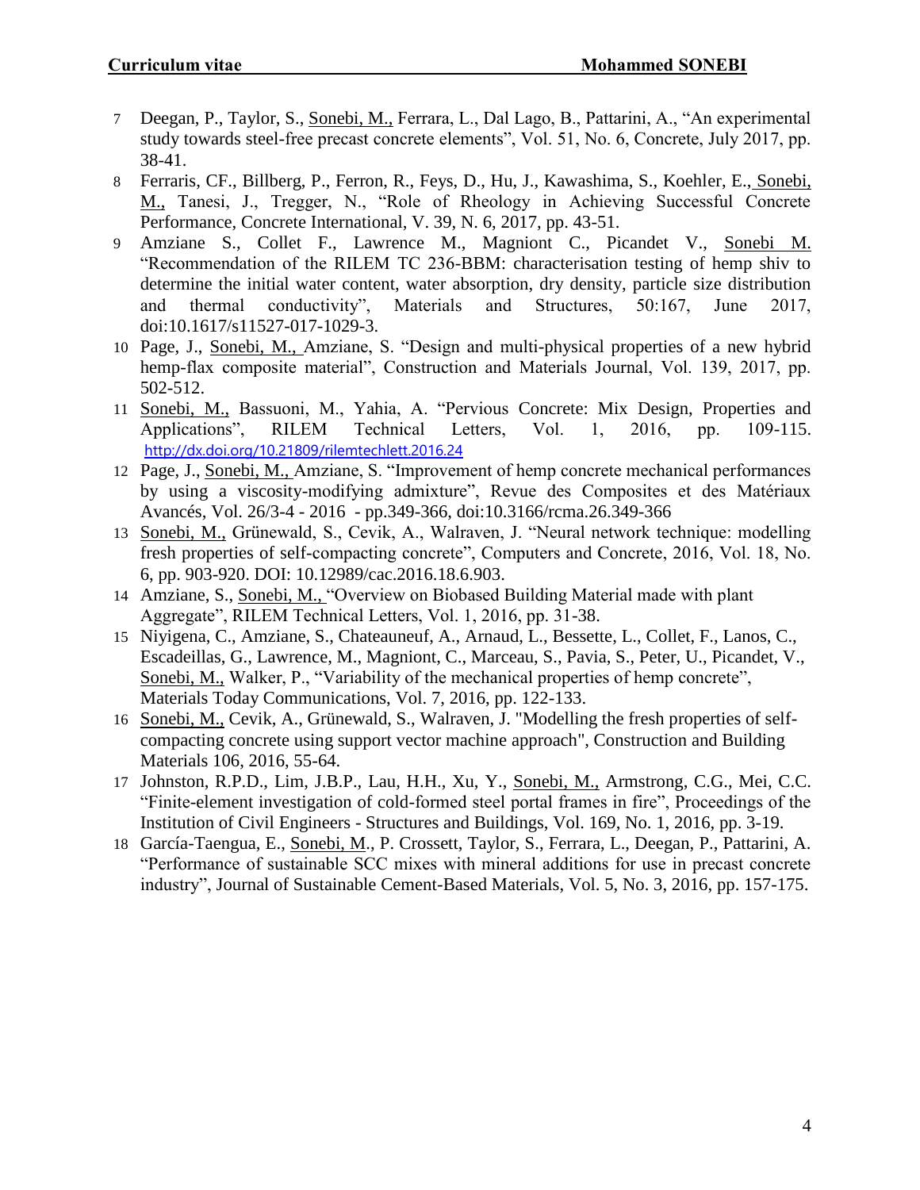7. Deegan, P., Taylor, S., Sonebi, M., Ferrara, L., Dal Lago, B., Pattarini, A., "An experimental study towards steel-free precast concrete elements", Vol. 51, No. 6, Concrete, July 2017, pp. 38-41.
8. Ferraris, CF., Billberg, P., Ferron, R., Feys, D., Hu, J., Kawashima, S., Koehler, E., Sonebi, M., Tanesi, J., Tregger, N., "Role of Rheology in Achieving Successful Concrete Performance, Concrete International, V. 39, N. 6, 2017, pp. 43-51.
9. Amziane S., Collet F., Lawrence M., Magniont C., Picandet V., Sonebi M. "Recommendation of the RILEM TC 236-BBM: characterisation testing of hemp shiv to determine the initial water content, water absorption, dry density, particle size distribution and thermal conductivity", Materials and Structures, 50:167, June 2017, doi:10.1617/s11527-017-1029-3.
10. Page, J., Sonebi, M., Amziane, S. "Design and multi-physical properties of a new hybrid hemp-flax composite material", Construction and Materials Journal, Vol. 139, 2017, pp. 502-512.
11. Sonebi, M., Bassuoni, M., Yahia, A. "Pervious Concrete: Mix Design, Properties and Applications", RILEM Technical Letters, Vol. 1, 2016, pp. 109-115. http://dx.doi.org/10.21809/rilemtechlett.2016.24
12. Page, J., Sonebi, M., Amziane, S. "Improvement of hemp concrete mechanical performances by using a viscosity-modifying admixture", Revue des Composites et des Matériaux Avancés, Vol. 26/3-4 - 2016 - pp.349-366, doi:10.3166/rcma.26.349-366
13. Sonebi, M., Grünewald, S., Cevik, A., Walraven, J. "Neural network technique: modelling fresh properties of self-compacting concrete", Computers and Concrete, 2016, Vol. 18, No. 6, pp. 903-920. DOI: 10.12989/cac.2016.18.6.903.
14. Amziane, S., Sonebi, M., "Overview on Biobased Building Material made with plant Aggregate", RILEM Technical Letters, Vol. 1, 2016, pp. 31-38.
15. Niyigena, C., Amziane, S., Chateauneuf, A., Arnaud, L., Bessette, L., Collet, F., Lanos, C., Escadeillas, G., Lawrence, M., Magniont, C., Marceau, S., Pavia, S., Peter, U., Picandet, V., Sonebi, M., Walker, P., "Variability of the mechanical properties of hemp concrete", Materials Today Communications, Vol. 7, 2016, pp. 122-133.
16. Sonebi, M., Cevik, A., Grünewald, S., Walraven, J. "Modelling the fresh properties of self-compacting concrete using support vector machine approach", Construction and Building Materials 106, 2016, 55-64.
17. Johnston, R.P.D., Lim, J.B.P., Lau, H.H., Xu, Y., Sonebi, M., Armstrong, C.G., Mei, C.C. "Finite-element investigation of cold-formed steel portal frames in fire", Proceedings of the Institution of Civil Engineers - Structures and Buildings, Vol. 169, No. 1, 2016, pp. 3-19.
18. García-Taengua, E., Sonebi, M., P. Crossett, Taylor, S., Ferrara, L., Deegan, P., Pattarini, A. "Performance of sustainable SCC mixes with mineral additions for use in precast concrete industry", Journal of Sustainable Cement-Based Materials, Vol. 5, No. 3, 2016, pp. 157-175.